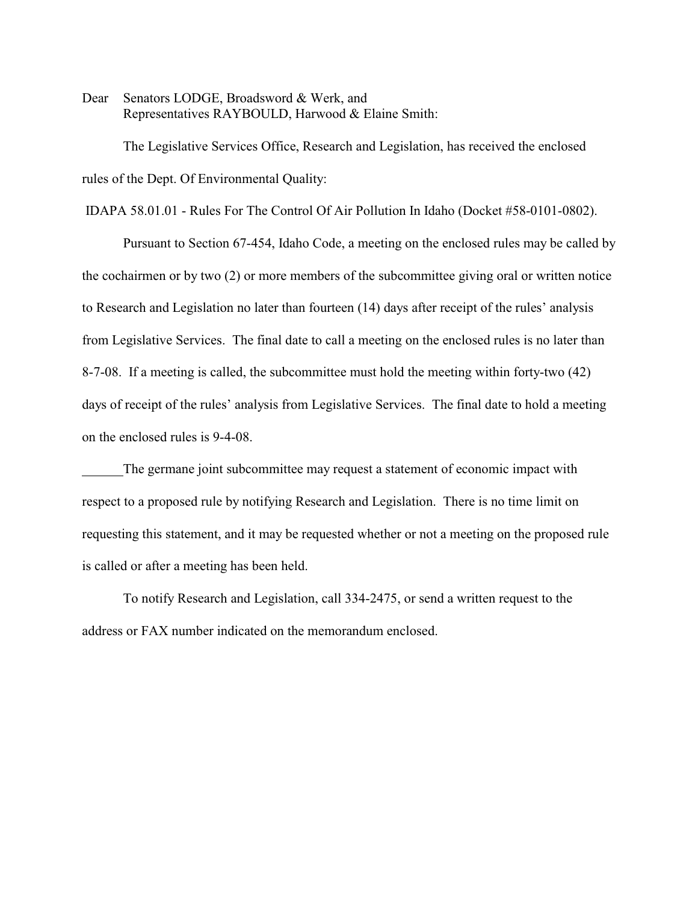Dear Senators LODGE, Broadsword & Werk, and
Representatives RAYBOULD, Harwood & Elaine Smith:

The Legislative Services Office, Research and Legislation, has received the enclosed rules of the Dept. Of Environmental Quality:

IDAPA 58.01.01 - Rules For The Control Of Air Pollution In Idaho (Docket #58-0101-0802).

Pursuant to Section 67-454, Idaho Code, a meeting on the enclosed rules may be called by the cochairmen or by two (2) or more members of the subcommittee giving oral or written notice to Research and Legislation no later than fourteen (14) days after receipt of the rules' analysis from Legislative Services. The final date to call a meeting on the enclosed rules is no later than 8-7-08. If a meeting is called, the subcommittee must hold the meeting within forty-two (42) days of receipt of the rules' analysis from Legislative Services. The final date to hold a meeting on the enclosed rules is 9-4-08.

______The germane joint subcommittee may request a statement of economic impact with respect to a proposed rule by notifying Research and Legislation. There is no time limit on requesting this statement, and it may be requested whether or not a meeting on the proposed rule is called or after a meeting has been held.

To notify Research and Legislation, call 334-2475, or send a written request to the address or FAX number indicated on the memorandum enclosed.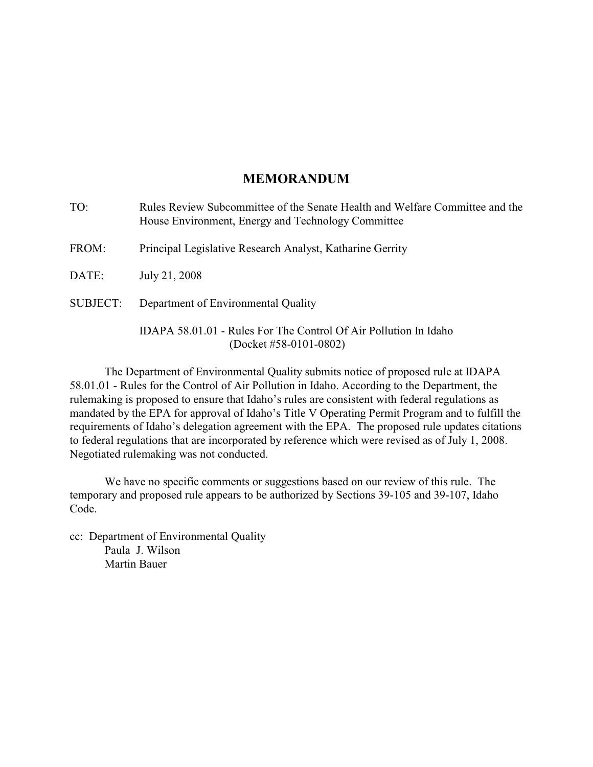# MEMORANDUM

TO: Rules Review Subcommittee of the Senate Health and Welfare Committee and the House Environment, Energy and Technology Committee

FROM: Principal Legislative Research Analyst, Katharine Gerrity

DATE: July 21, 2008

SUBJECT: Department of Environmental Quality

IDAPA 58.01.01 - Rules For The Control Of Air Pollution In Idaho (Docket #58-0101-0802)

The Department of Environmental Quality submits notice of proposed rule at IDAPA 58.01.01 - Rules for the Control of Air Pollution in Idaho. According to the Department, the rulemaking is proposed to ensure that Idaho's rules are consistent with federal regulations as mandated by the EPA for approval of Idaho's Title V Operating Permit Program and to fulfill the requirements of Idaho's delegation agreement with the EPA. The proposed rule updates citations to federal regulations that are incorporated by reference which were revised as of July 1, 2008. Negotiated rulemaking was not conducted.

We have no specific comments or suggestions based on our review of this rule. The temporary and proposed rule appears to be authorized by Sections 39-105 and 39-107, Idaho Code.

cc: Department of Environmental Quality
Paula J. Wilson
Martin Bauer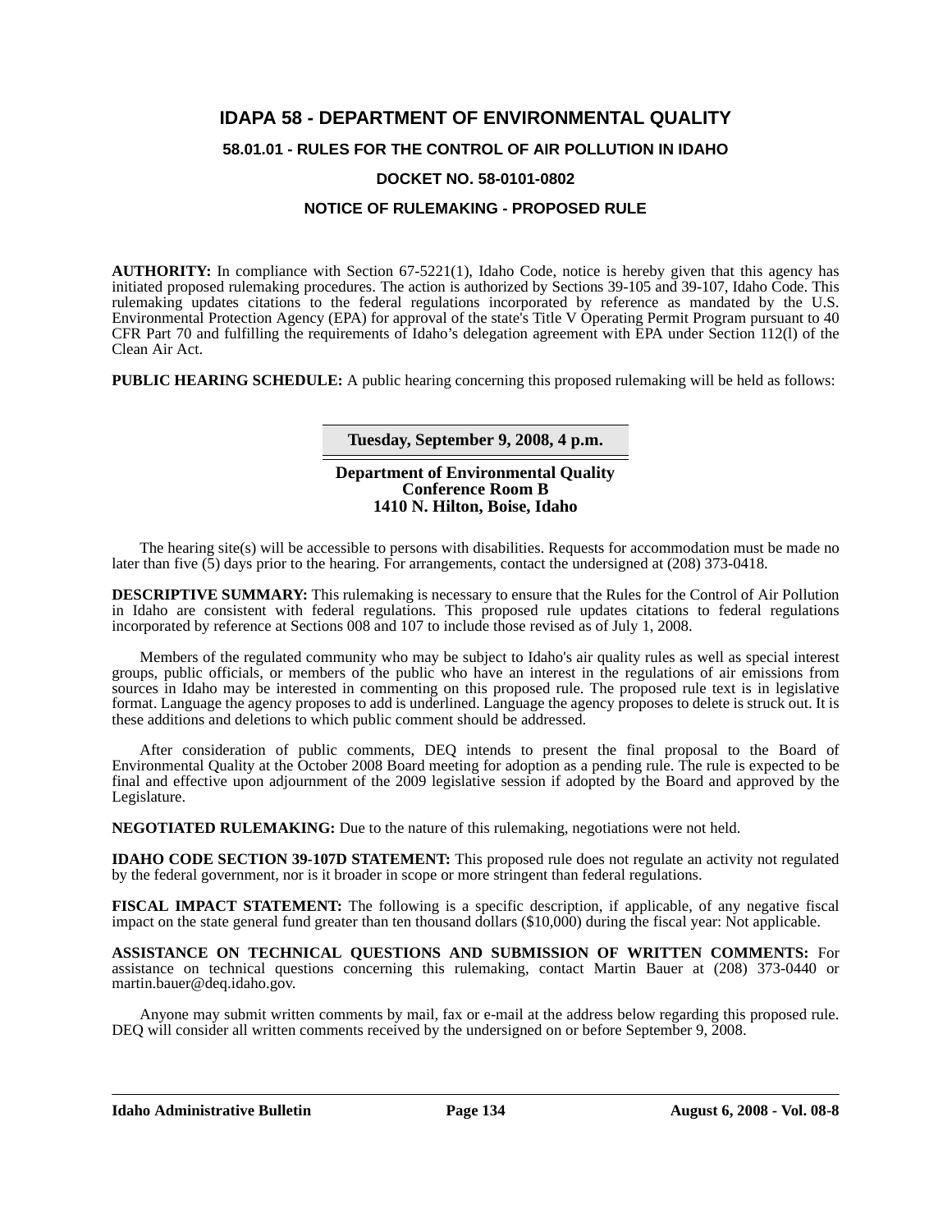# IDAPA 58 - DEPARTMENT OF ENVIRONMENTAL QUALITY

## 58.01.01 - RULES FOR THE CONTROL OF AIR POLLUTION IN IDAHO

## DOCKET NO. 58-0101-0802

## NOTICE OF RULEMAKING - PROPOSED RULE

**AUTHORITY:** In compliance with Section 67-5221(1), Idaho Code, notice is hereby given that this agency has initiated proposed rulemaking procedures. The action is authorized by Sections 39-105 and 39-107, Idaho Code. This rulemaking updates citations to the federal regulations incorporated by reference as mandated by the U.S. Environmental Protection Agency (EPA) for approval of the state's Title V Operating Permit Program pursuant to 40 CFR Part 70 and fulfilling the requirements of Idaho's delegation agreement with EPA under Section 112(l) of the Clean Air Act.

**PUBLIC HEARING SCHEDULE:** A public hearing concerning this proposed rulemaking will be held as follows:

**Tuesday, September 9, 2008, 4 p.m.**

**Department of Environmental Quality**
**Conference Room B**
**1410 N. Hilton, Boise, Idaho**

The hearing site(s) will be accessible to persons with disabilities. Requests for accommodation must be made no later than five (5) days prior to the hearing. For arrangements, contact the undersigned at (208) 373-0418.

**DESCRIPTIVE SUMMARY:** This rulemaking is necessary to ensure that the Rules for the Control of Air Pollution in Idaho are consistent with federal regulations. This proposed rule updates citations to federal regulations incorporated by reference at Sections 008 and 107 to include those revised as of July 1, 2008.

Members of the regulated community who may be subject to Idaho's air quality rules as well as special interest groups, public officials, or members of the public who have an interest in the regulations of air emissions from sources in Idaho may be interested in commenting on this proposed rule. The proposed rule text is in legislative format. Language the agency proposes to add is underlined. Language the agency proposes to delete is struck out. It is these additions and deletions to which public comment should be addressed.

After consideration of public comments, DEQ intends to present the final proposal to the Board of Environmental Quality at the October 2008 Board meeting for adoption as a pending rule. The rule is expected to be final and effective upon adjournment of the 2009 legislative session if adopted by the Board and approved by the Legislature.

**NEGOTIATED RULEMAKING:** Due to the nature of this rulemaking, negotiations were not held.

**IDAHO CODE SECTION 39-107D STATEMENT:** This proposed rule does not regulate an activity not regulated by the federal government, nor is it broader in scope or more stringent than federal regulations.

**FISCAL IMPACT STATEMENT:** The following is a specific description, if applicable, of any negative fiscal impact on the state general fund greater than ten thousand dollars ($10,000) during the fiscal year: Not applicable.

**ASSISTANCE ON TECHNICAL QUESTIONS AND SUBMISSION OF WRITTEN COMMENTS:** For assistance on technical questions concerning this rulemaking, contact Martin Bauer at (208) 373-0440 or martin.bauer@deq.idaho.gov.

Anyone may submit written comments by mail, fax or e-mail at the address below regarding this proposed rule. DEQ will consider all written comments received by the undersigned on or before September 9, 2008.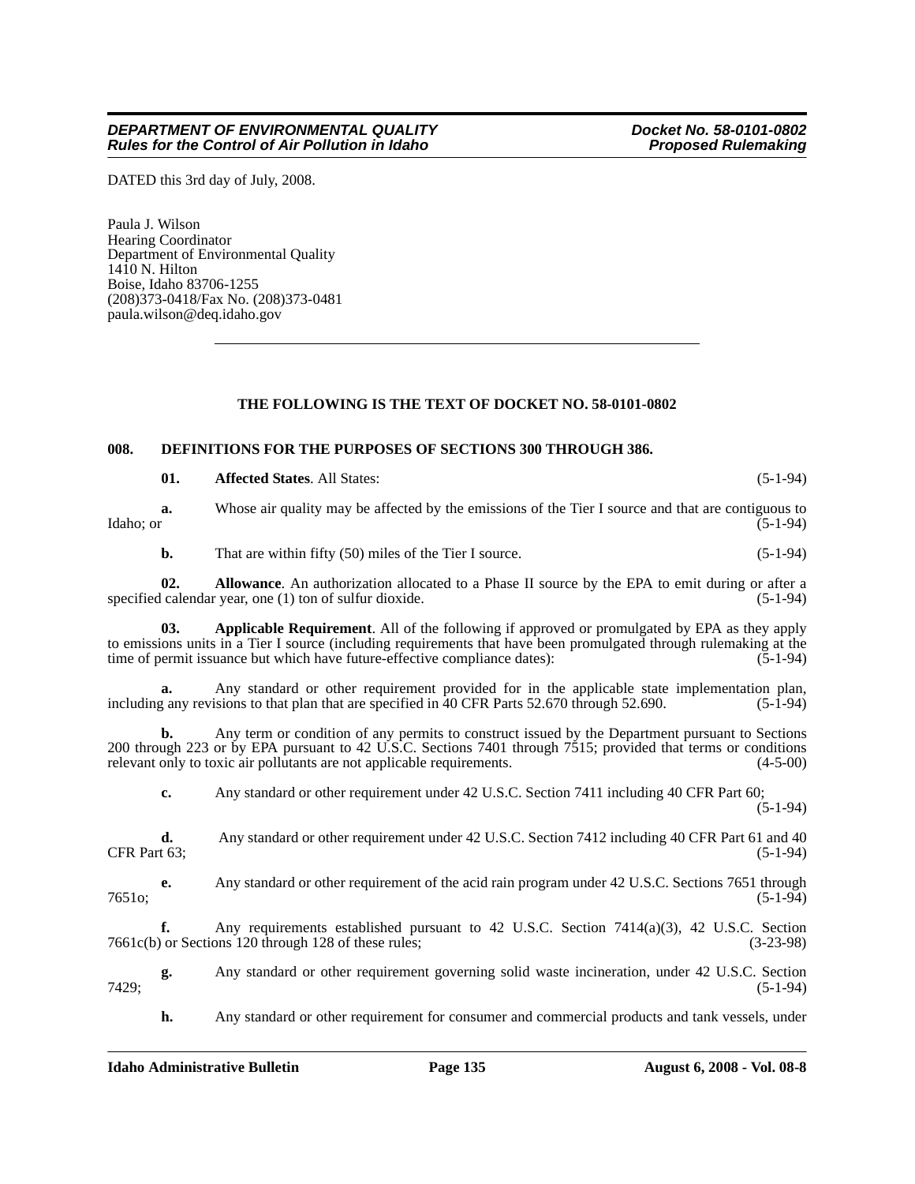DATED this 3rd day of July, 2008.

Paula J. Wilson
Hearing Coordinator
Department of Environmental Quality
1410 N. Hilton
Boise, Idaho 83706-1255
(208)373-0418/Fax No. (208)373-0481
paula.wilson@deq.idaho.gov

---

**THE FOLLOWING IS THE TEXT OF DOCKET NO. 58-0101-0802**

**008. DEFINITIONS FOR THE PURPOSES OF SECTIONS 300 THROUGH 386.**

**01. Affected States**. All States: (5-1-94)

**a.** Whose air quality may be affected by the emissions of the Tier I source and that are contiguous to Idaho; or (5-1-94)

**b.** That are within fifty (50) miles of the Tier I source. (5-1-94)

**02. Allowance**. An authorization allocated to a Phase II source by the EPA to emit during or after a specified calendar year, one (1) ton of sulfur dioxide. (5-1-94)

**03. Applicable Requirement**. All of the following if approved or promulgated by EPA as they apply to emissions units in a Tier I source (including requirements that have been promulgated through rulemaking at the time of permit issuance but which have future-effective compliance dates): (5-1-94)

**a.** Any standard or other requirement provided for in the applicable state implementation plan, including any revisions to that plan that are specified in 40 CFR Parts 52.670 through 52.690. (5-1-94)

**b.** Any term or condition of any permits to construct issued by the Department pursuant to Sections 200 through 223 or by EPA pursuant to 42 U.S.C. Sections 7401 through 7515; provided that terms or conditions relevant only to toxic air pollutants are not applicable requirements. (4-5-00)

**c.** Any standard or other requirement under 42 U.S.C. Section 7411 including 40 CFR Part 60; (5-1-94)

**d.** Any standard or other requirement under 42 U.S.C. Section 7412 including 40 CFR Part 61 and 40 CFR Part 63; (5-1-94)

**e.** Any standard or other requirement of the acid rain program under 42 U.S.C. Sections 7651 through 7651o; (5-1-94)

**f.** Any requirements established pursuant to 42 U.S.C. Section 7414(a)(3), 42 U.S.C. Section 7661c(b) or Sections 120 through 128 of these rules; (3-23-98)

**g.** Any standard or other requirement governing solid waste incineration, under 42 U.S.C. Section 7429; (5-1-94)

**h.** Any standard or other requirement for consumer and commercial products and tank vessels, under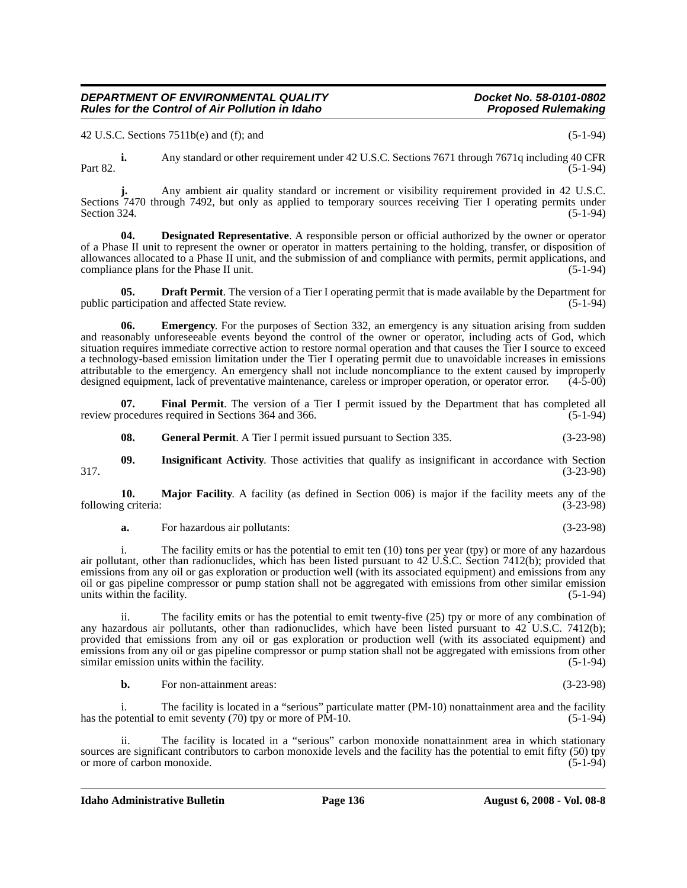42 U.S.C. Sections 7511b(e) and (f); and (5-1-94)

**i.** Any standard or other requirement under 42 U.S.C. Sections 7671 through 7671q including 40 CFR Part 82. (5-1-94)

**j.** Any ambient air quality standard or increment or visibility requirement provided in 42 U.S.C. Sections 7470 through 7492, but only as applied to temporary sources receiving Tier I operating permits under Section 324. (5-1-94)

**04. Designated Representative**. A responsible person or official authorized by the owner or operator of a Phase II unit to represent the owner or operator in matters pertaining to the holding, transfer, or disposition of allowances allocated to a Phase II unit, and the submission of and compliance with permits, permit applications, and compliance plans for the Phase II unit. (5-1-94)

**05. Draft Permit**. The version of a Tier I operating permit that is made available by the Department for public participation and affected State review. (5-1-94)

**06. Emergency**. For the purposes of Section 332, an emergency is any situation arising from sudden and reasonably unforeseeable events beyond the control of the owner or operator, including acts of God, which situation requires immediate corrective action to restore normal operation and that causes the Tier I source to exceed a technology-based emission limitation under the Tier I operating permit due to unavoidable increases in emissions attributable to the emergency. An emergency shall not include noncompliance to the extent caused by improperly designed equipment, lack of preventative maintenance, careless or improper operation, or operator error. (4-5-00)

**07. Final Permit**. The version of a Tier I permit issued by the Department that has completed all review procedures required in Sections 364 and 366. (5-1-94)

**08. General Permit**. A Tier I permit issued pursuant to Section 335. (3-23-98)

**09. Insignificant Activity**. Those activities that qualify as insignificant in accordance with Section 317. (3-23-98)

**10. Major Facility**. A facility (as defined in Section 006) is major if the facility meets any of the following criteria: (3-23-98)

**a.** For hazardous air pollutants: (3-23-98)

i. The facility emits or has the potential to emit ten (10) tons per year (tpy) or more of any hazardous air pollutant, other than radionuclides, which has been listed pursuant to 42 U.S.C. Section 7412(b); provided that emissions from any oil or gas exploration or production well (with its associated equipment) and emissions from any oil or gas pipeline compressor or pump station shall not be aggregated with emissions from other similar emission units within the facility. (5-1-94)

ii. The facility emits or has the potential to emit twenty-five (25) tpy or more of any combination of any hazardous air pollutants, other than radionuclides, which have been listed pursuant to 42 U.S.C. 7412(b); provided that emissions from any oil or gas exploration or production well (with its associated equipment) and emissions from any oil or gas pipeline compressor or pump station shall not be aggregated with emissions from other similar emission units within the facility. (5-1-94)

**b.** For non-attainment areas: (3-23-98)

i. The facility is located in a "serious" particulate matter (PM-10) nonattainment area and the facility has the potential to emit seventy (70) tpy or more of PM-10. (5-1-94)

ii. The facility is located in a "serious" carbon monoxide nonattainment area in which stationary sources are significant contributors to carbon monoxide levels and the facility has the potential to emit fifty (50) tpy or more of carbon monoxide. (5-1-94)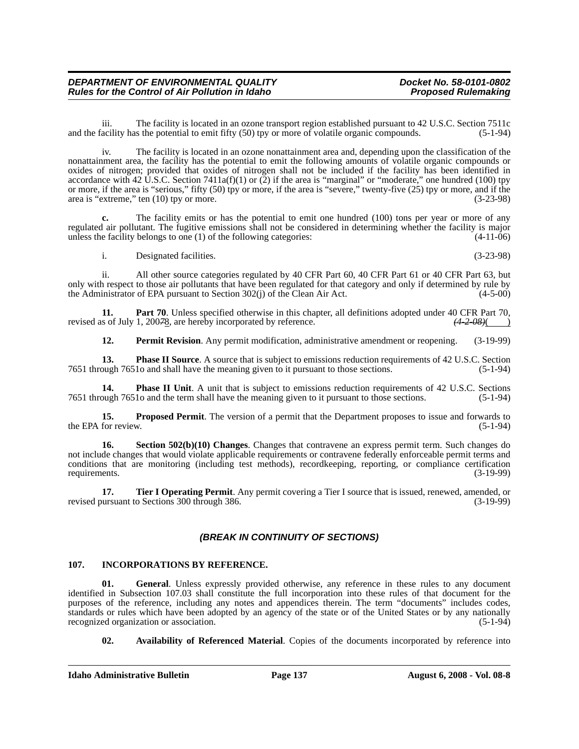iii. The facility is located in an ozone transport region established pursuant to 42 U.S.C. Section 7511c and the facility has the potential to emit fifty (50) tpy or more of volatile organic compounds. (5-1-94)

iv. The facility is located in an ozone nonattainment area and, depending upon the classification of the nonattainment area, the facility has the potential to emit the following amounts of volatile organic compounds or oxides of nitrogen; provided that oxides of nitrogen shall not be included if the facility has been identified in accordance with 42 U.S.C. Section 7411a(f)(1) or (2) if the area is "marginal" or "moderate," one hundred (100) tpy or more, if the area is "serious," fifty (50) tpy or more, if the area is "severe," twenty-five (25) tpy or more, and if the area is "extreme," ten (10) tpy or more. (3-23-98)

**c.** The facility emits or has the potential to emit one hundred (100) tons per year or more of any regulated air pollutant. The fugitive emissions shall not be considered in determining whether the facility is major unless the facility belongs to one (1) of the following categories: (4-11-06)

i. Designated facilities. (3-23-98)

ii. All other source categories regulated by 40 CFR Part 60, 40 CFR Part 61 or 40 CFR Part 63, but only with respect to those air pollutants that have been regulated for that category and only if determined by rule by the Administrator of EPA pursuant to Section 302(j) of the Clean Air Act. (4-5-00)

**11. Part 70**. Unless specified otherwise in this chapter, all definitions adopted under 40 CFR Part 70, revised as of July 1, 200~~7~~8, are hereby incorporated by reference. ~~*(4-2-08)*~~( )

**12. Permit Revision**. Any permit modification, administrative amendment or reopening. (3-19-99)

**13. Phase II Source**. A source that is subject to emissions reduction requirements of 42 U.S.C. Section 7651 through 7651o and shall have the meaning given to it pursuant to those sections. (5-1-94)

**14. Phase II Unit**. A unit that is subject to emissions reduction requirements of 42 U.S.C. Sections 7651 through 7651o and the term shall have the meaning given to it pursuant to those sections. (5-1-94)

**15. Proposed Permit**. The version of a permit that the Department proposes to issue and forwards to the EPA for review. (5-1-94)

**16. Section 502(b)(10) Changes**. Changes that contravene an express permit term. Such changes do not include changes that would violate applicable requirements or contravene federally enforceable permit terms and conditions that are monitoring (including test methods), recordkeeping, reporting, or compliance certification requirements. (3-19-99)

**17. Tier I Operating Permit**. Any permit covering a Tier I source that is issued, renewed, amended, or revised pursuant to Sections 300 through 386. (3-19-99)

### *(BREAK IN CONTINUITY OF SECTIONS)*

### 107. INCORPORATIONS BY REFERENCE.

**01. General**. Unless expressly provided otherwise, any reference in these rules to any document identified in Subsection 107.03 shall constitute the full incorporation into these rules of that document for the purposes of the reference, including any notes and appendices therein. The term "documents" includes codes, standards or rules which have been adopted by an agency of the state or of the United States or by any nationally recognized organization or association. (5-1-94)

**02. Availability of Referenced Material**. Copies of the documents incorporated by reference into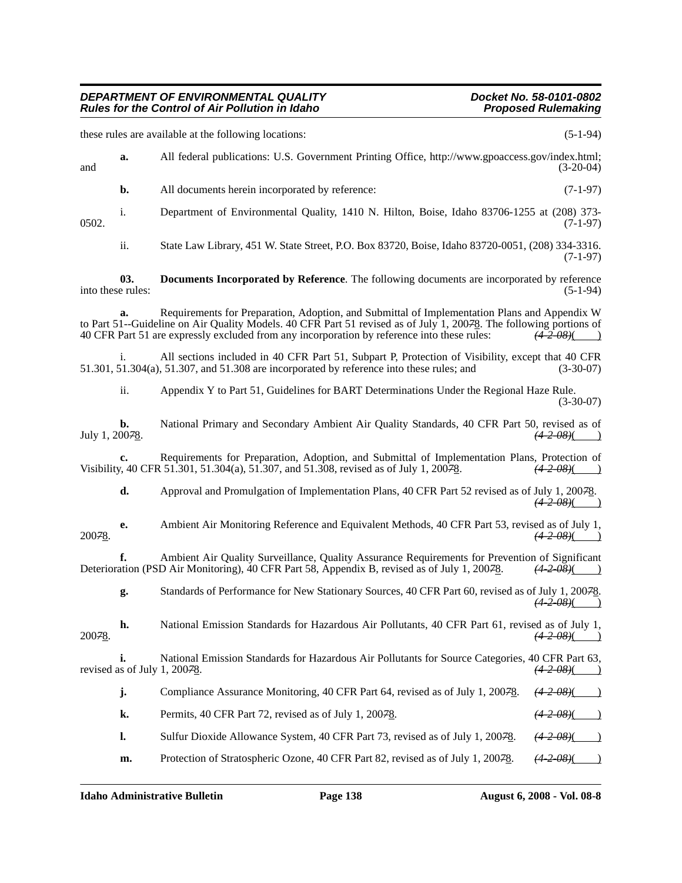these rules are available at the following locations: (5-1-94)

**a.** All federal publications: U.S. Government Printing Office, http://www.gpoaccess.gov/index.html; and (3-20-04)

**b.** All documents herein incorporated by reference: (7-1-97)

i. Department of Environmental Quality, 1410 N. Hilton, Boise, Idaho 83706-1255 at (208) 373-0502. (7-1-97)

ii. State Law Library, 451 W. State Street, P.O. Box 83720, Boise, Idaho 83720-0051, (208) 334-3316. (7-1-97)

**03. Documents Incorporated by Reference**. The following documents are incorporated by reference into these rules: (5-1-94)

**a.** Requirements for Preparation, Adoption, and Submittal of Implementation Plans and Appendix W to Part 51--Guideline on Air Quality Models. 40 CFR Part 51 revised as of July 1, 200~~7~~8. The following portions of 40 CFR Part 51 are expressly excluded from any incorporation by reference into these rules: ~~(4-2-08)~~(____)

i. All sections included in 40 CFR Part 51, Subpart P, Protection of Visibility, except that 40 CFR 51.301, 51.304(a), 51.307, and 51.308 are incorporated by reference into these rules; and (3-30-07)

ii. Appendix Y to Part 51, Guidelines for BART Determinations Under the Regional Haze Rule. (3-30-07)

**b.** National Primary and Secondary Ambient Air Quality Standards, 40 CFR Part 50, revised as of July 1, 200~~7~~8. ~~(4-2-08)~~(____)

**c.** Requirements for Preparation, Adoption, and Submittal of Implementation Plans, Protection of Visibility, 40 CFR 51.301, 51.304(a), 51.307, and 51.308, revised as of July 1, 200~~7~~8. ~~(4-2-08)~~(____)

**d.** Approval and Promulgation of Implementation Plans, 40 CFR Part 52 revised as of July 1, 200~~7~~8. ~~(4-2-08)~~(____)

**e.** Ambient Air Monitoring Reference and Equivalent Methods, 40 CFR Part 53, revised as of July 1, 200~~7~~8. ~~(4-2-08)~~(____)

**f.** Ambient Air Quality Surveillance, Quality Assurance Requirements for Prevention of Significant Deterioration (PSD Air Monitoring), 40 CFR Part 58, Appendix B, revised as of July 1, 200~~7~~8. ~~(4-2-08)~~(____)

**g.** Standards of Performance for New Stationary Sources, 40 CFR Part 60, revised as of July 1, 200~~7~~8. ~~(4-2-08)~~(____)

**h.** National Emission Standards for Hazardous Air Pollutants, 40 CFR Part 61, revised as of July 1, 200~~7~~8. ~~(4-2-08)~~(____)

**i.** National Emission Standards for Hazardous Air Pollutants for Source Categories, 40 CFR Part 63, revised as of July 1, 200~~7~~8. ~~(4-2-08)~~(____)

**j.** Compliance Assurance Monitoring, 40 CFR Part 64, revised as of July 1, 200~~7~~8. ~~(4-2-08)~~(____)

**k.** Permits, 40 CFR Part 72, revised as of July 1, 200~~7~~8. ~~(4-2-08)~~(____)

**l.** Sulfur Dioxide Allowance System, 40 CFR Part 73, revised as of July 1, 200~~7~~8. ~~(4-2-08)~~(____)

**m.** Protection of Stratospheric Ozone, 40 CFR Part 82, revised as of July 1, 200~~7~~8. ~~(4-2-08)~~(____)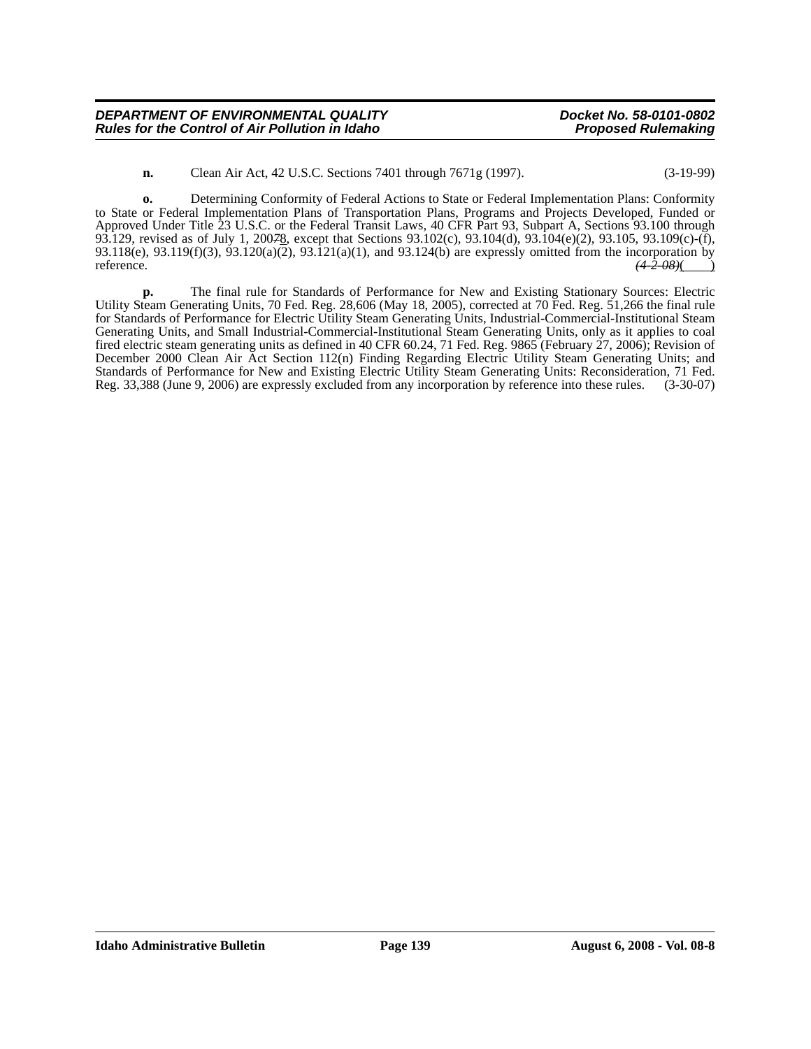**n.** Clean Air Act, 42 U.S.C. Sections 7401 through 7671g (1997). (3-19-99)

**o.** Determining Conformity of Federal Actions to State or Federal Implementation Plans: Conformity to State or Federal Implementation Plans of Transportation Plans, Programs and Projects Developed, Funded or Approved Under Title 23 U.S.C. or the Federal Transit Laws, 40 CFR Part 93, Subpart A, Sections 93.100 through 93.129, revised as of July 1, 200~~7~~8, except that Sections 93.102(c), 93.104(d), 93.104(e)(2), 93.105, 93.109(c)-(f), 93.118(e), 93.119(f)(3), 93.120(a)(2), 93.121(a)(1), and 93.124(b) are expressly omitted from the incorporation by reference. ~~(4-2-08)~~( )

**p.** The final rule for Standards of Performance for New and Existing Stationary Sources: Electric Utility Steam Generating Units, 70 Fed. Reg. 28,606 (May 18, 2005), corrected at 70 Fed. Reg. 51,266 the final rule for Standards of Performance for Electric Utility Steam Generating Units, Industrial-Commercial-Institutional Steam Generating Units, and Small Industrial-Commercial-Institutional Steam Generating Units, only as it applies to coal fired electric steam generating units as defined in 40 CFR 60.24, 71 Fed. Reg. 9865 (February 27, 2006); Revision of December 2000 Clean Air Act Section 112(n) Finding Regarding Electric Utility Steam Generating Units; and Standards of Performance for New and Existing Electric Utility Steam Generating Units: Reconsideration, 71 Fed. Reg. 33,388 (June 9, 2006) are expressly excluded from any incorporation by reference into these rules. (3-30-07)